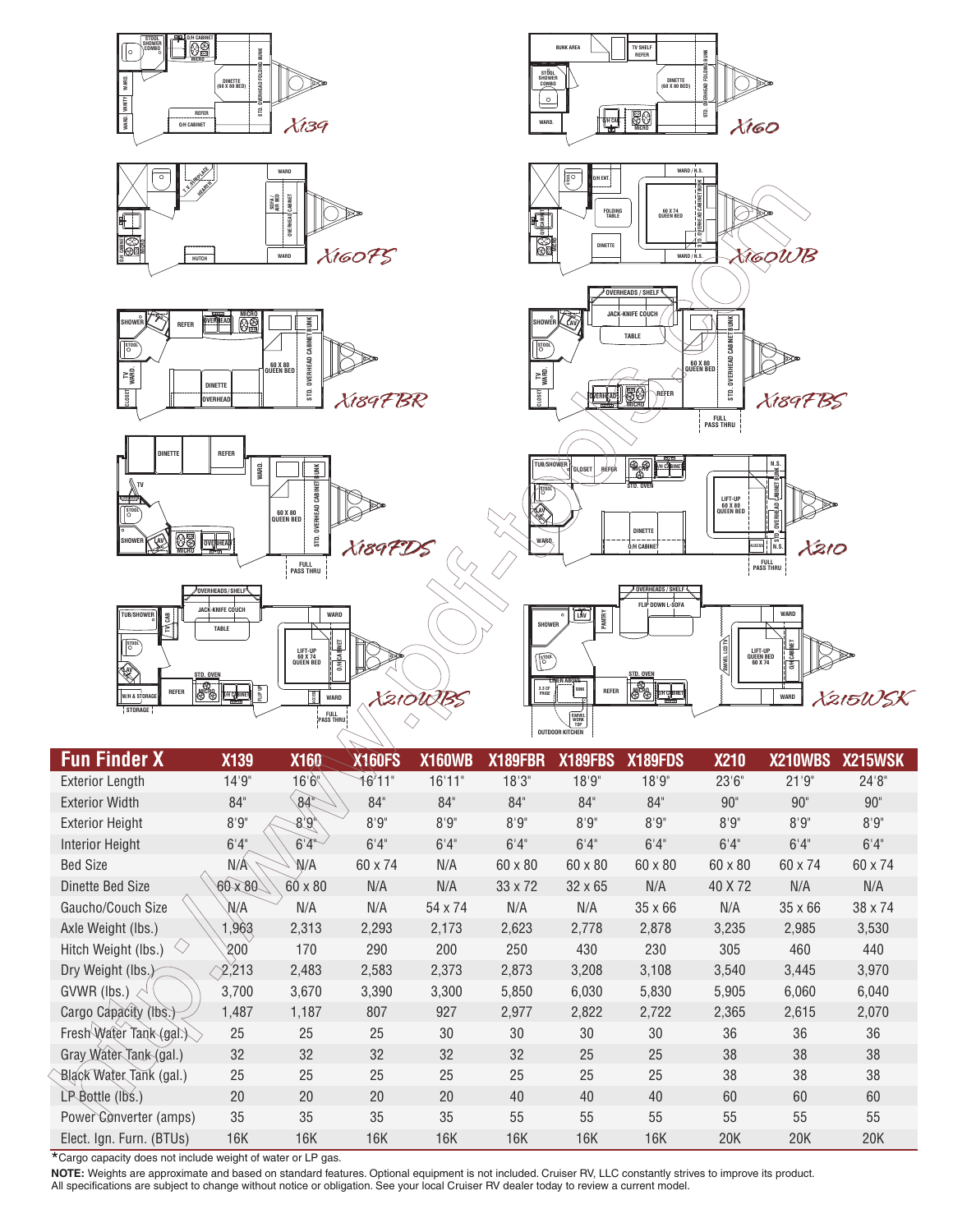| Fun Finder X | X139 | X160 | X160FS | X160WB | X189FBR | X189FBS | X189FDS | X210 | X210WBS | X215WSK |
|---|---|---|---|---|---|---|---|---|---|---|
| Exterior Length | 14'9" | 16'6" | 16'11" | 16'11" | 18'3" | 18'9" | 18'9" | 23'6" | 21'9" | 24'8" |
| Exterior Width | 84" | 84" | 84" | 84" | 84" | 84" | 84" | 90" | 90" | 90" |
| Exterior Height | 8'9" | 8'9" | 8'9" | 8'9" | 8'9" | 8'9" | 8'9" | 8'9" | 8'9" | 8'9" |
| Interior Height | 6'4" | 6'4" | 6'4" | 6'4" | 6'4" | 6'4" | 6'4" | 6'4" | 6'4" | 6'4" |
| Bed Size | N/A | N/A | 60 x 74 | N/A | 60 x 80 | 60 x 80 | 60 x 80 | 60 x 80 | 60 x 74 | 60 x 74 |
| Dinette Bed Size | 60 x 80 | 60 x 80 | N/A | N/A | 33 x 72 | 32 x 65 | N/A | 40 X 72 | N/A | N/A |
| Gaucho/Couch Size | N/A | N/A | N/A | 54 x 74 | N/A | N/A | 35 x 66 | N/A | 35 x 66 | 38 x 74 |
| Axle Weight (lbs.) | 1,963 | 2,313 | 2,293 | 2,173 | 2,623 | 2,778 | 2,878 | 3,235 | 2,985 | 3,530 |
| Hitch Weight (lbs.) | 200 | 170 | 290 | 200 | 250 | 430 | 230 | 305 | 460 | 440 |
| Dry Weight (lbs.) | 2,213 | 2,483 | 2,583 | 2,373 | 2,873 | 3,208 | 3,108 | 3,540 | 3,445 | 3,970 |
| GVWR (lbs.) | 3,700 | 3,670 | 3,390 | 3,300 | 5,850 | 6,030 | 5,830 | 5,905 | 6,060 | 6,040 |
| Cargo Capacity (lbs.) | 1,487 | 1,187 | 807 | 927 | 2,977 | 2,822 | 2,722 | 2,365 | 2,615 | 2,070 |
| Fresh Water Tank (gal.) | 25 | 25 | 25 | 30 | 30 | 30 | 30 | 36 | 36 | 36 |
| Gray Water Tank (gal.) | 32 | 32 | 32 | 32 | 32 | 25 | 25 | 38 | 38 | 38 |
| Black Water Tank (gal.) | 25 | 25 | 25 | 25 | 25 | 25 | 25 | 38 | 38 | 38 |
| LP Bottle (lbs.) | 20 | 20 | 20 | 20 | 40 | 40 | 40 | 60 | 60 | 60 |
| Power Converter (amps) | 35 | 35 | 35 | 35 | 55 | 55 | 55 | 55 | 55 | 55 |
| Elect. Ign. Furn. (BTUs) | 16K | 16K | 16K | 16K | 16K | 16K | 16K | 20K | 20K | 20K |

*Cargo capacity does not include weight of water or LP gas.

**NOTE:** Weights are approximate and based on standard features. Optional equipment is not included. Cruiser RV, LLC constantly strives to improve its product. All specifications are subject to change without notice or obligation. See your local Cruiser RV dealer today to review a current model.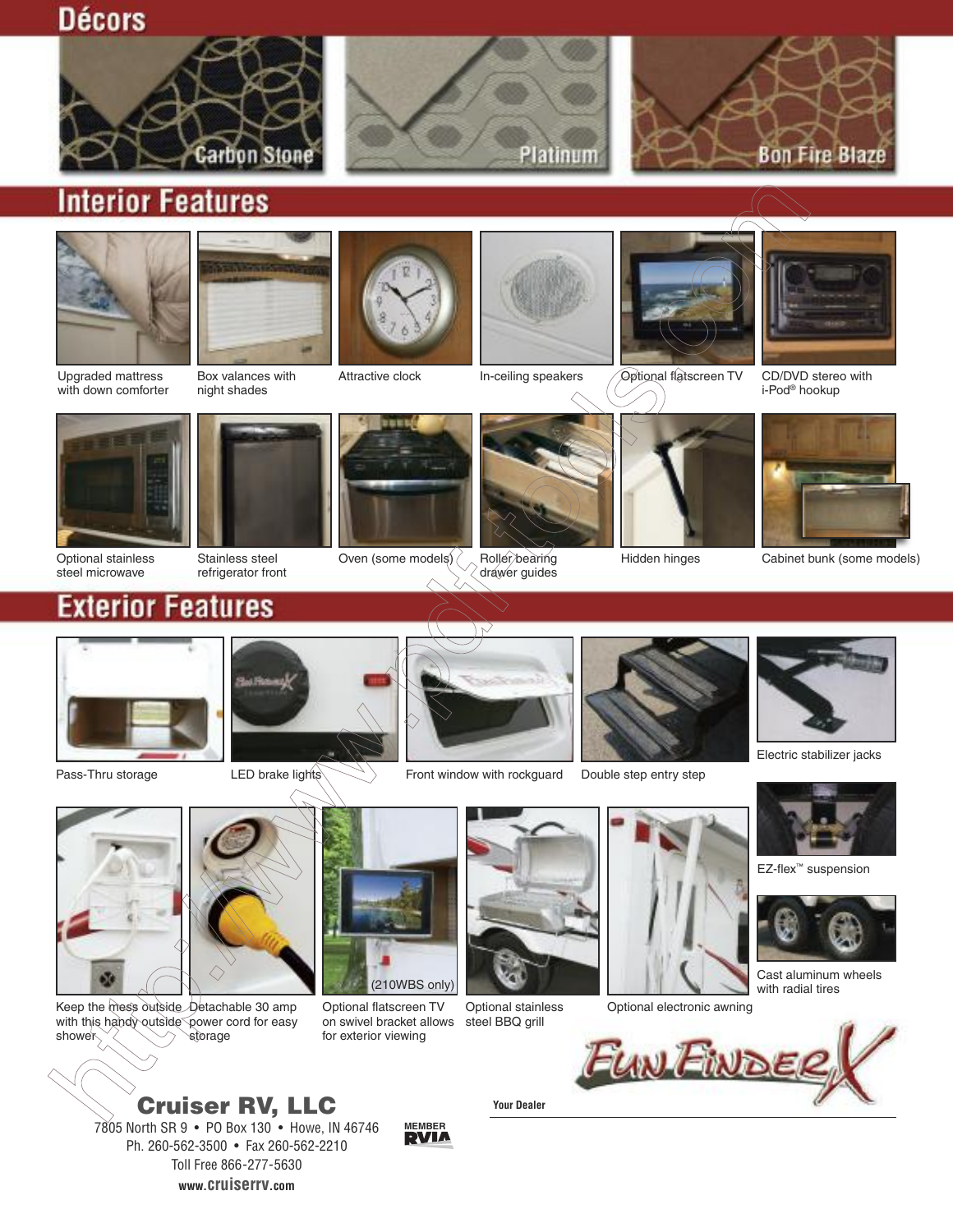## Décors

Carbon Stone

Platinum

Bon Fire Blaze

## Interior Features

Upgraded mattress with down comforter

Box valances with night shades

Attractive clock

In-ceiling speakers

Optional flatscreen TV

CD/DVD stereo with i-Pod® hookup

Optional stainless steel microwave

Stainless steel refrigerator front

Oven (some models)

Roller bearing drawer guides

Hidden hinges

Cabinet bunk (some models)

## Exterior Features

Pass-Thru storage

LED brake lights

Front window with rockguard

Double step entry step

Electric stabilizer jacks

EZ-flex™ suspension

Cast aluminum wheels with radial tires

Keep the mess outside with this handy outside shower

Detachable 30 amp power cord for easy storage

(210WBS only)

Optional flatscreen TV on swivel bracket allows for exterior viewing

Optional stainless steel BBQ grill

Optional electronic awning

Fun Finder X

**Cruiser RV, LLC**

7805 North SR 9 • PO Box 130 • Howe, IN 46746

Ph. 260-562-3500 • Fax 260-562-2210

Toll Free 866-277-5630

**www.cruiserrv.com**

MEMBER RVIA

**Your Dealer**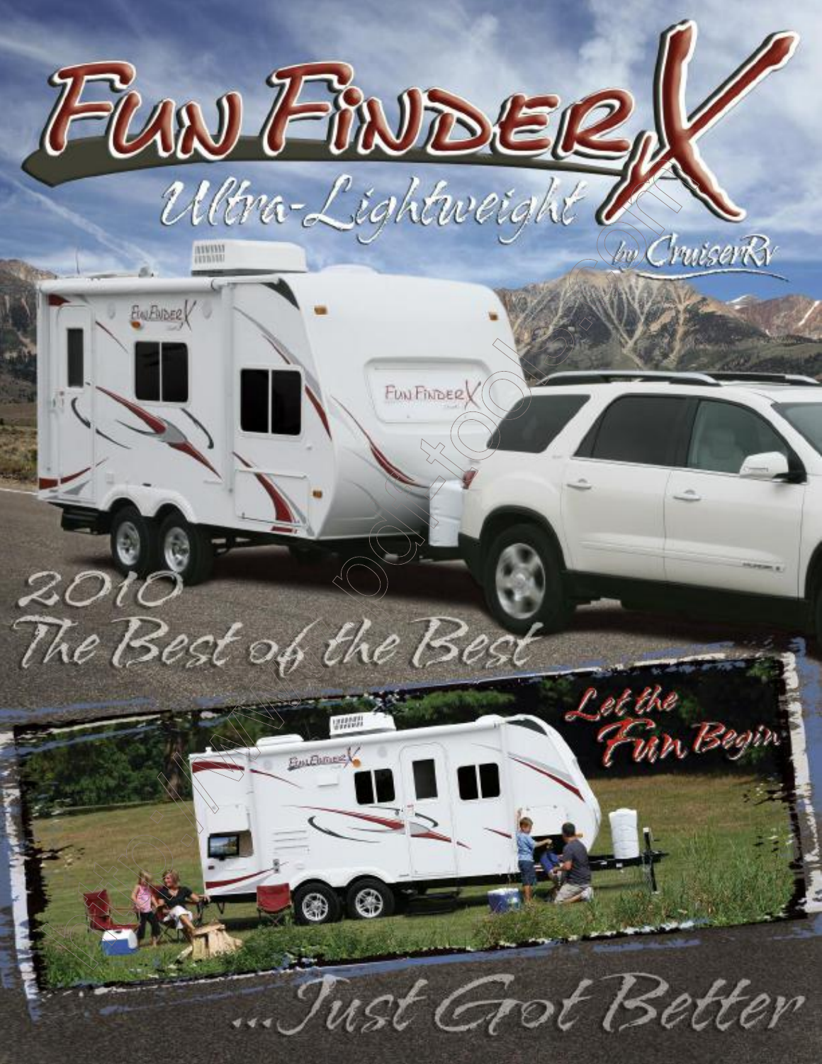# Fun Finder X

## Ultra-Lightweight

by CruiserRv

2010
The Best of the Best

Let the Fun Begin

...Just Got Better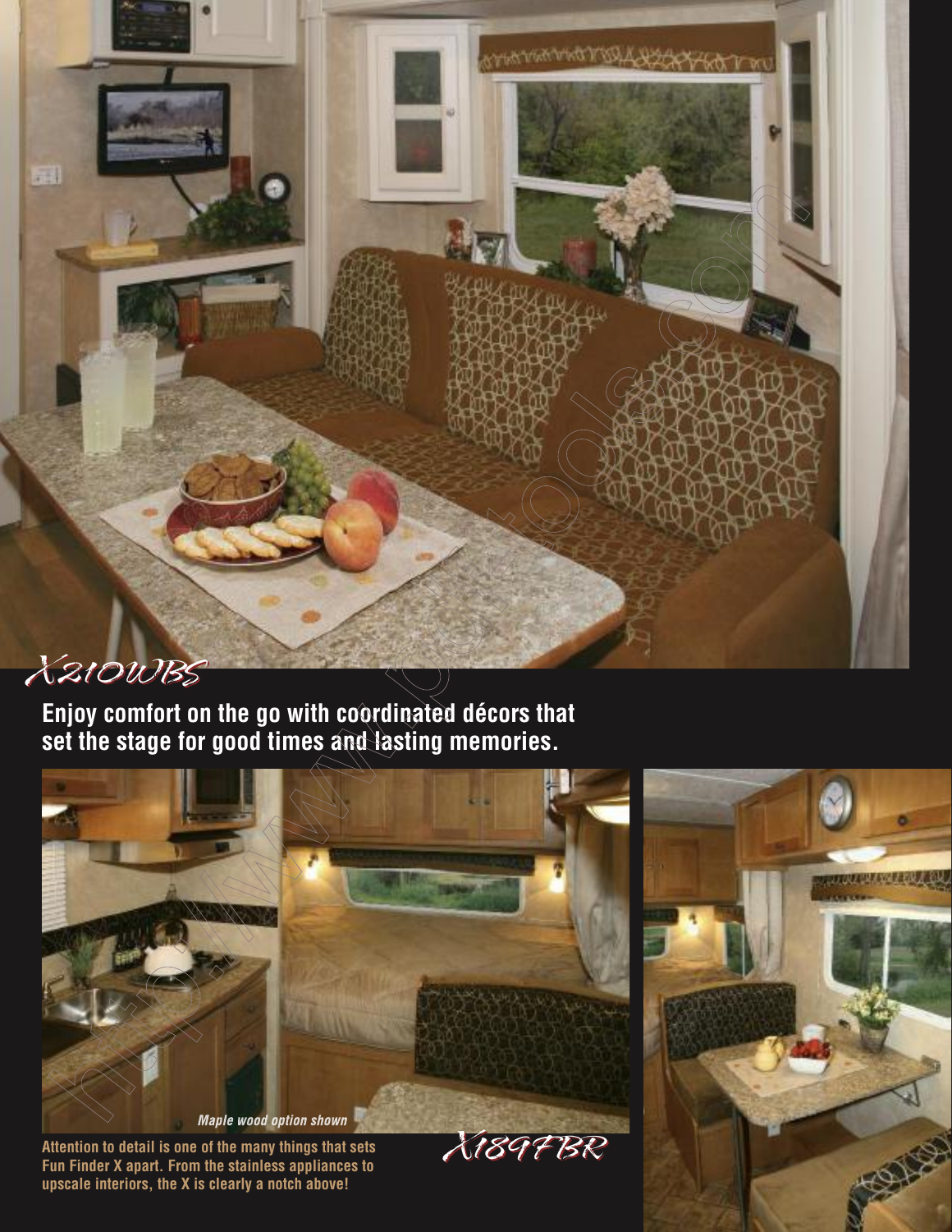*X210WBS*

**Enjoy comfort on the go with coordinated décors that set the stage for good times and lasting memories.**

*Maple wood option shown*

**Attention to detail is one of the many things that sets Fun Finder X apart. From the stainless appliances to upscale interiors, the X is clearly a notch above!**

*X189FBR*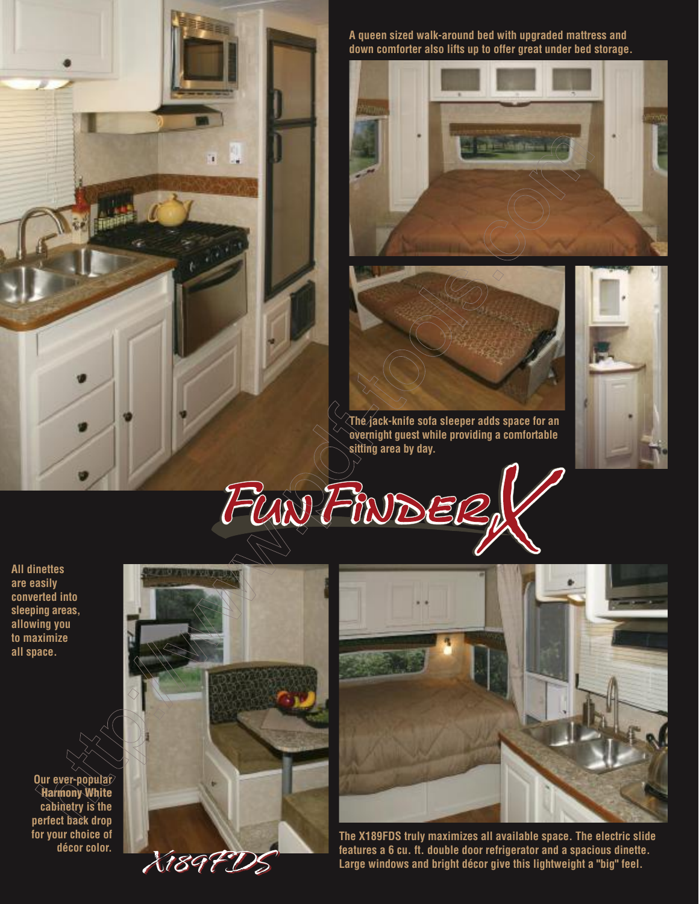A queen sized walk-around bed with upgraded mattress and down comforter also lifts up to offer great under bed storage.

The jack-knife sofa sleeper adds space for an overnight guest while providing a comfortable sitting area by day.

# Fun Finder X

All dinettes are easily converted into sleeping areas, allowing you to maximize all space.

Our ever-popular Harmony White cabinetry is the perfect back drop for your choice of décor color.

X189FDS

The X189FDS truly maximizes all available space. The electric slide features a 6 cu. ft. double door refrigerator and a spacious dinette. Large windows and bright décor give this lightweight a "big" feel.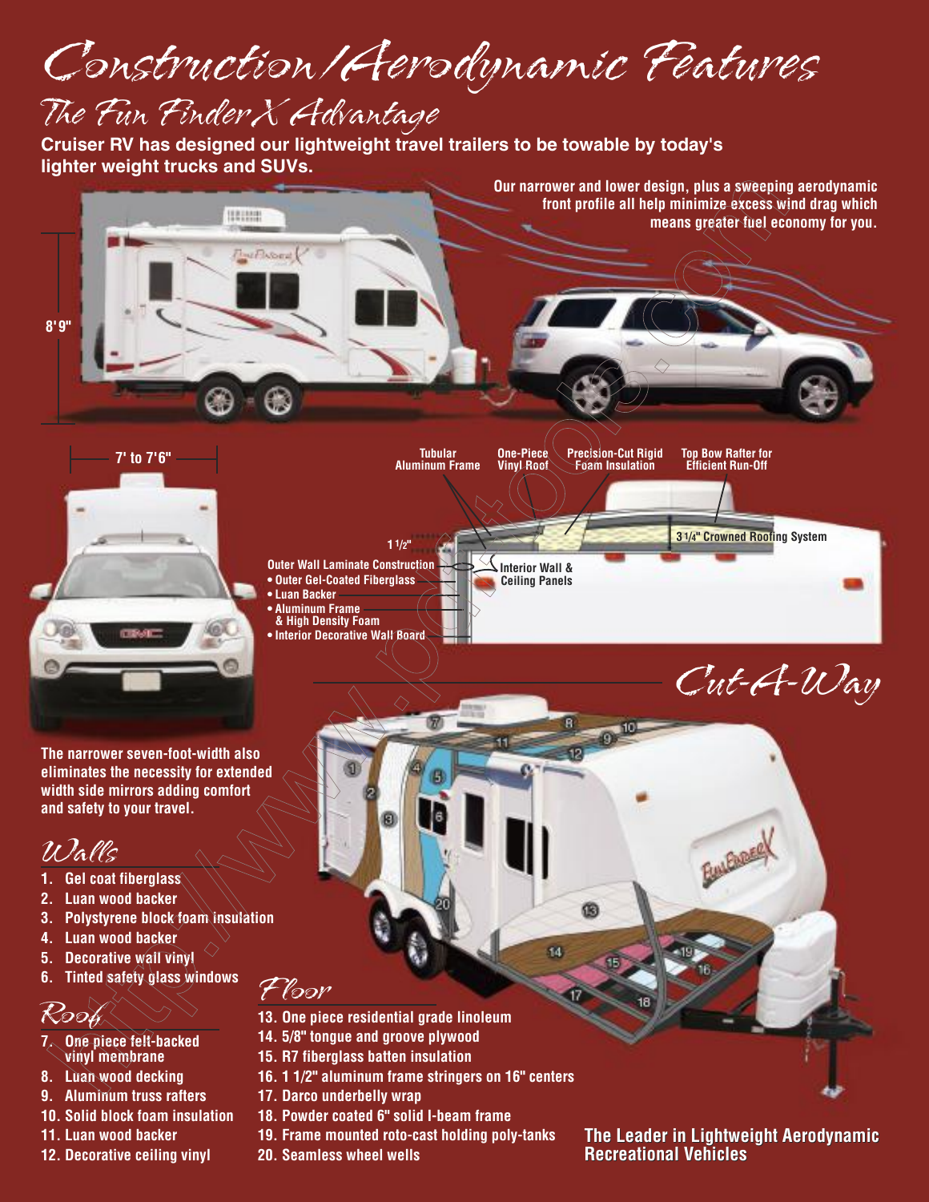# Construction/Aerodynamic Features

## The Fun Finder X Advantage

**Cruiser RV has designed our lightweight travel trailers to be towable by today's lighter weight trucks and SUVs.**

**Our narrower and lower design, plus a sweeping aerodynamic front profile all help minimize excess wind drag which means greater fuel economy for you.**

8'9"

7' to 7'6"

Tubular Aluminum Frame

One-Piece Vinyl Roof

Precision-Cut Rigid Foam Insulation

Top Bow Rafter for Efficient Run-Off

1 1/2"

3 1/4" Crowned Roofing System

Outer Wall Laminate Construction
- Outer Gel-Coated Fiberglass
- Luan Backer
- Aluminum Frame & High Density Foam
- Interior Decorative Wall Board

Interior Wall & Ceiling Panels

## Cut-A-Way

**The narrower seven-foot-width also eliminates the necessity for extended width side mirrors adding comfort and safety to your travel.**

### Walls

1. Gel coat fiberglass
2. Luan wood backer
3. Polystyrene block foam insulation
4. Luan wood backer
5. Decorative wall vinyl
6. Tinted safety glass windows

### Roof

7. One piece felt-backed vinyl membrane
8. Luan wood decking
9. Aluminum truss rafters
10. Solid block foam insulation
11. Luan wood backer
12. Decorative ceiling vinyl

### Floor

13. One piece residential grade linoleum
14. 5/8" tongue and groove plywood
15. R7 fiberglass batten insulation
16. 1 1/2" aluminum frame stringers on 16" centers
17. Darco underbelly wrap
18. Powder coated 6" solid I-beam frame
19. Frame mounted roto-cast holding poly-tanks
20. Seamless wheel wells

**The Leader in Lightweight Aerodynamic Recreational Vehicles**